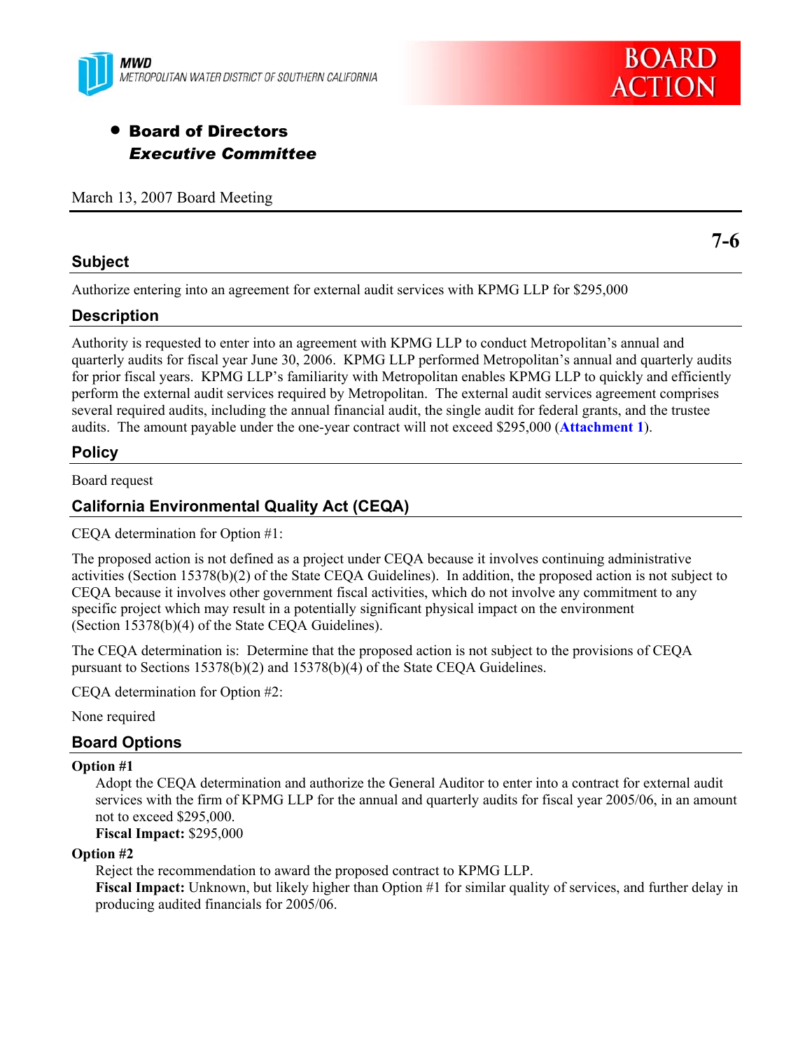MWD
METROPOLITAN WATER DISTRICT OF SOUTHERN CALIFORNIA

BOARD ACTION

- **Board of Directors**
  ***Executive Committee***

March 13, 2007 Board Meeting

**7-6**

## Subject

Authorize entering into an agreement for external audit services with KPMG LLP for $295,000

## Description

Authority is requested to enter into an agreement with KPMG LLP to conduct Metropolitan's annual and quarterly audits for fiscal year June 30, 2006. KPMG LLP performed Metropolitan's annual and quarterly audits for prior fiscal years. KPMG LLP's familiarity with Metropolitan enables KPMG LLP to quickly and efficiently perform the external audit services required by Metropolitan. The external audit services agreement comprises several required audits, including the annual financial audit, the single audit for federal grants, and the trustee audits. The amount payable under the one-year contract will not exceed $295,000 (**Attachment 1**).

## Policy

Board request

## California Environmental Quality Act (CEQA)

CEQA determination for Option #1:

The proposed action is not defined as a project under CEQA because it involves continuing administrative activities (Section 15378(b)(2) of the State CEQA Guidelines). In addition, the proposed action is not subject to CEQA because it involves other government fiscal activities, which do not involve any commitment to any specific project which may result in a potentially significant physical impact on the environment (Section 15378(b)(4) of the State CEQA Guidelines).

The CEQA determination is: Determine that the proposed action is not subject to the provisions of CEQA pursuant to Sections 15378(b)(2) and 15378(b)(4) of the State CEQA Guidelines.

CEQA determination for Option #2:

None required

## Board Options

**Option #1**

Adopt the CEQA determination and authorize the General Auditor to enter into a contract for external audit services with the firm of KPMG LLP for the annual and quarterly audits for fiscal year 2005/06, in an amount not to exceed $295,000.

**Fiscal Impact:** $295,000

**Option #2**

Reject the recommendation to award the proposed contract to KPMG LLP.

**Fiscal Impact:** Unknown, but likely higher than Option #1 for similar quality of services, and further delay in producing audited financials for 2005/06.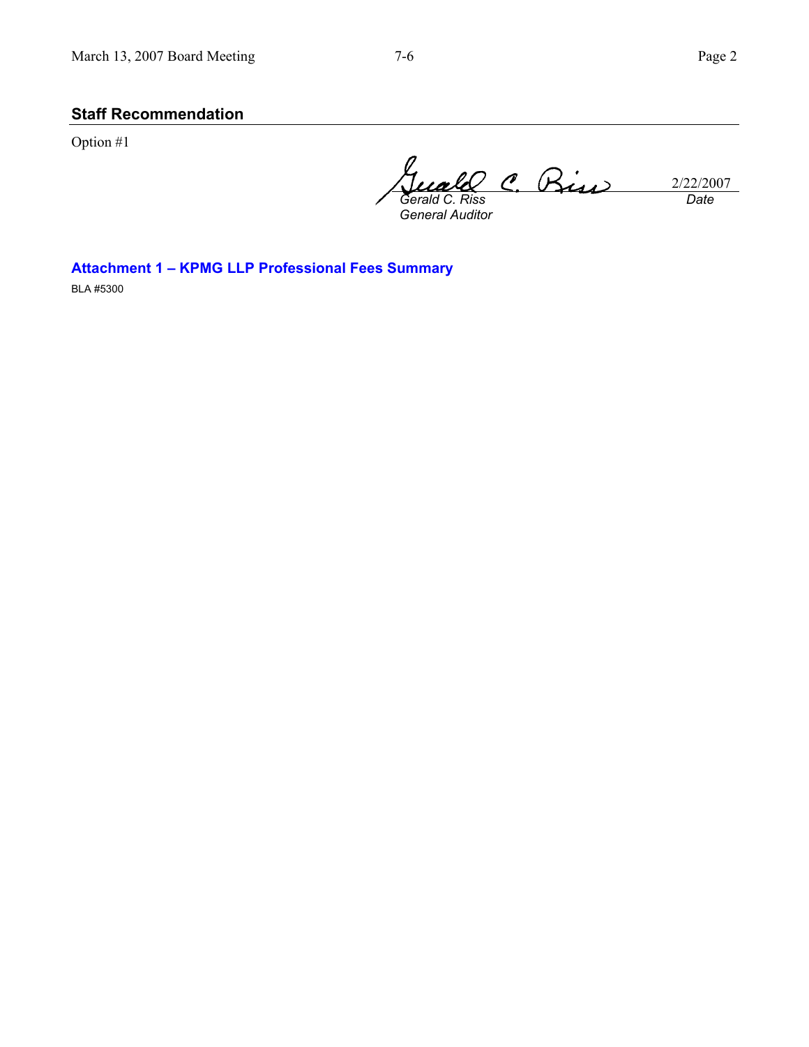## Staff Recommendation

Option #1

| | |
|---|---|
| *Gerald C. Riss* | 2/22/2007 |
| *General Auditor* | *Date* |

**Attachment 1 – KPMG LLP Professional Fees Summary**

BLA #5300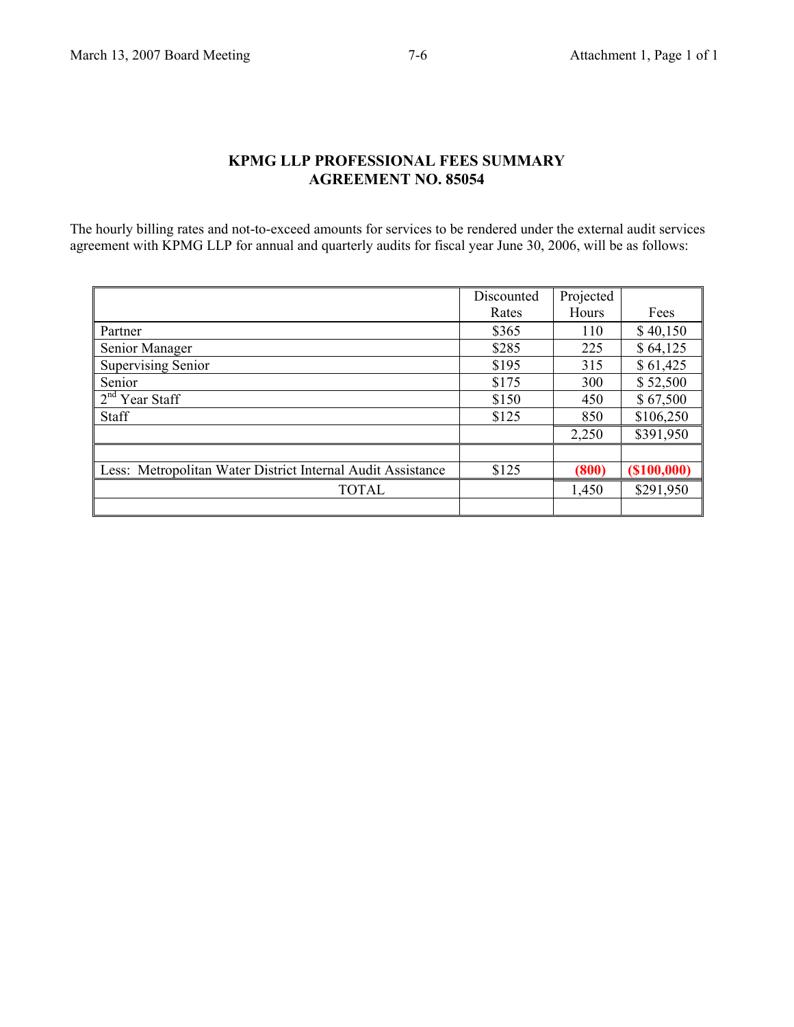# KPMG LLP PROFESSIONAL FEES SUMMARY
# AGREEMENT NO. 85054

The hourly billing rates and not-to-exceed amounts for services to be rendered under the external audit services agreement with KPMG LLP for annual and quarterly audits for fiscal year June 30, 2006, will be as follows:

| | Discounted Rates | Projected Hours | Fees |
|---|---|---|---|
| Partner | $365 | 110 | $ 40,150 |
| Senior Manager | $285 | 225 | $ 64,125 |
| Supervising Senior | $195 | 315 | $ 61,425 |
| Senior | $175 | 300 | $ 52,500 |
| 2nd Year Staff | $150 | 450 | $ 67,500 |
| Staff | $125 | 850 | $106,250 |
| | | 2,250 | $391,950 |
| | | | |
| Less: Metropolitan Water District Internal Audit Assistance | $125 | **(800)** | **($100,000)** |
| TOTAL | | 1,450 | $291,950 |
| | | | |